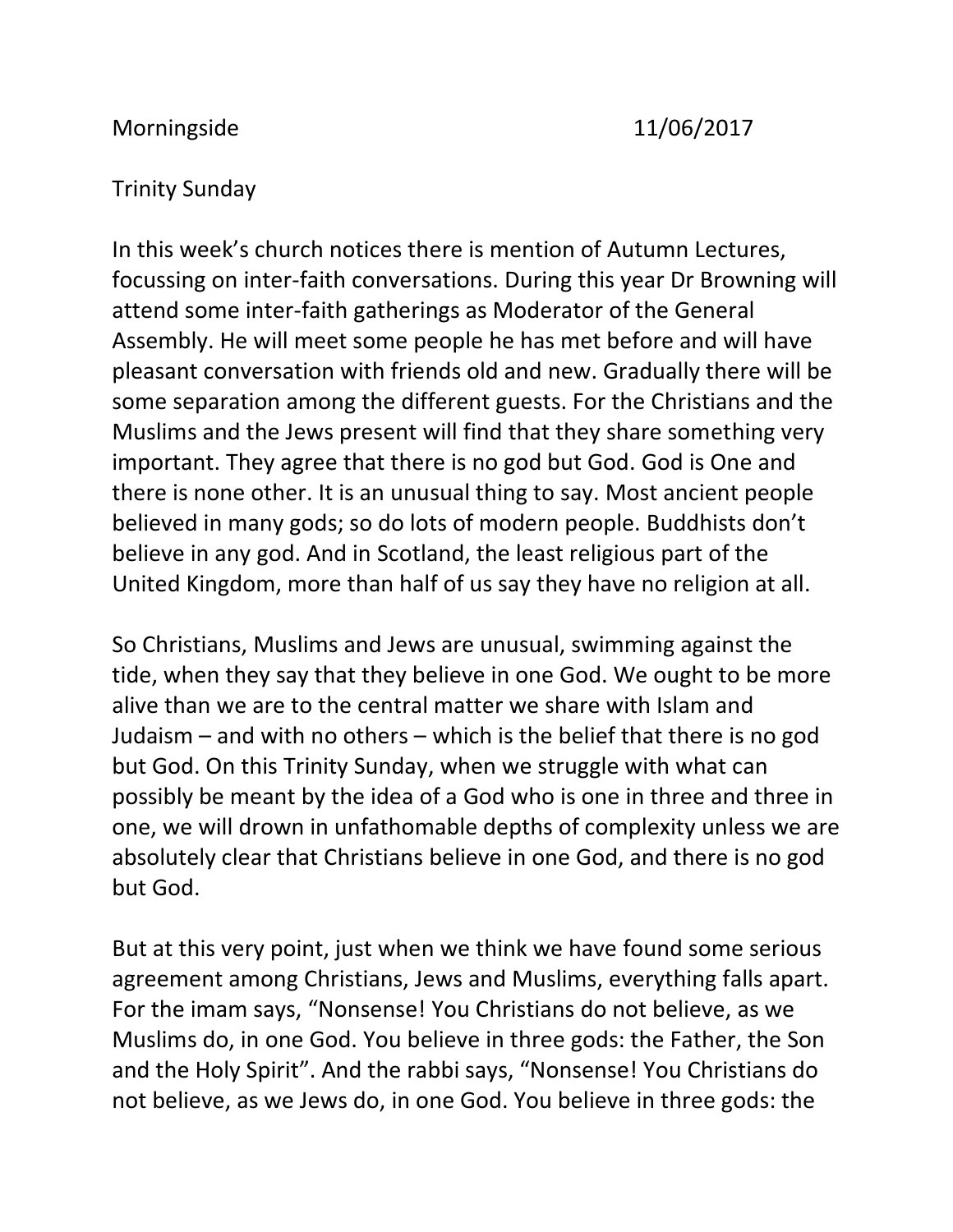Morningside 11/06/2017

Trinity Sunday

In this week's church notices there is mention of Autumn Lectures, focussing on inter-faith conversations. During this year Dr Browning will attend some inter-faith gatherings as Moderator of the General Assembly. He will meet some people he has met before and will have pleasant conversation with friends old and new. Gradually there will be some separation among the different guests. For the Christians and the Muslims and the Jews present will find that they share something very important. They agree that there is no god but God. God is One and there is none other. It is an unusual thing to say. Most ancient people believed in many gods; so do lots of modern people. Buddhists don't believe in any god. And in Scotland, the least religious part of the United Kingdom, more than half of us say they have no religion at all.

So Christians, Muslims and Jews are unusual, swimming against the tide, when they say that they believe in one God. We ought to be more alive than we are to the central matter we share with Islam and Judaism – and with no others – which is the belief that there is no god but God. On this Trinity Sunday, when we struggle with what can possibly be meant by the idea of a God who is one in three and three in one, we will drown in unfathomable depths of complexity unless we are absolutely clear that Christians believe in one God, and there is no god but God.

But at this very point, just when we think we have found some serious agreement among Christians, Jews and Muslims, everything falls apart. For the imam says, "Nonsense! You Christians do not believe, as we Muslims do, in one God. You believe in three gods: the Father, the Son and the Holy Spirit". And the rabbi says, "Nonsense! You Christians do not believe, as we Jews do, in one God. You believe in three gods: the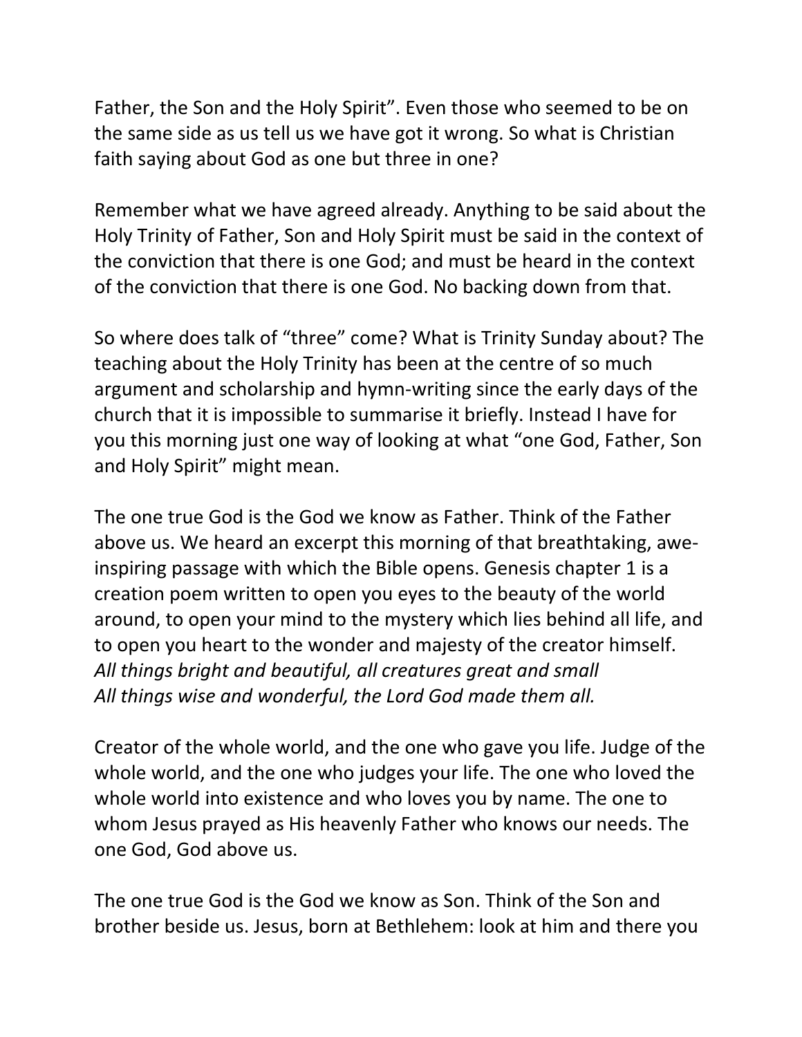Father, the Son and the Holy Spirit". Even those who seemed to be on the same side as us tell us we have got it wrong. So what is Christian faith saying about God as one but three in one?

Remember what we have agreed already. Anything to be said about the Holy Trinity of Father, Son and Holy Spirit must be said in the context of the conviction that there is one God; and must be heard in the context of the conviction that there is one God. No backing down from that.

So where does talk of "three" come? What is Trinity Sunday about? The teaching about the Holy Trinity has been at the centre of so much argument and scholarship and hymn-writing since the early days of the church that it is impossible to summarise it briefly. Instead I have for you this morning just one way of looking at what "one God, Father, Son and Holy Spirit" might mean.

The one true God is the God we know as Father. Think of the Father above us. We heard an excerpt this morning of that breathtaking, awe-inspiring passage with which the Bible opens. Genesis chapter 1 is a creation poem written to open you eyes to the beauty of the world around, to open your mind to the mystery which lies behind all life, and to open you heart to the wonder and majesty of the creator himself.
*All things bright and beautiful, all creatures great and small*
*All things wise and wonderful, the Lord God made them all.*

Creator of the whole world, and the one who gave you life. Judge of the whole world, and the one who judges your life. The one who loved the whole world into existence and who loves you by name. The one to whom Jesus prayed as His heavenly Father who knows our needs. The one God, God above us.

The one true God is the God we know as Son. Think of the Son and brother beside us. Jesus, born at Bethlehem: look at him and there you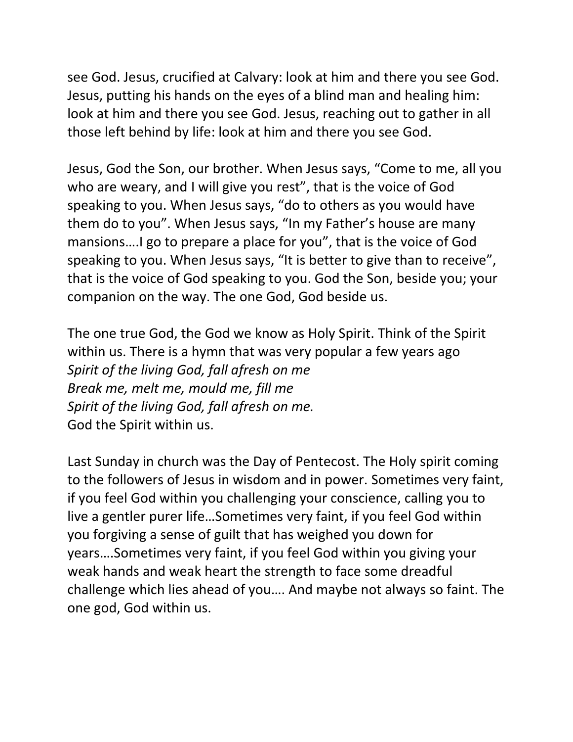see God. Jesus, crucified at Calvary: look at him and there you see God. Jesus, putting his hands on the eyes of a blind man and healing him: look at him and there you see God. Jesus, reaching out to gather in all those left behind by life: look at him and there you see God.

Jesus, God the Son, our brother. When Jesus says, "Come to me, all you who are weary, and I will give you rest", that is the voice of God speaking to you. When Jesus says, "do to others as you would have them do to you". When Jesus says, "In my Father's house are many mansions….I go to prepare a place for you", that is the voice of God speaking to you. When Jesus says, "It is better to give than to receive", that is the voice of God speaking to you. God the Son, beside you; your companion on the way. The one God, God beside us.

The one true God, the God we know as Holy Spirit. Think of the Spirit within us. There is a hymn that was very popular a few years ago
*Spirit of the living God, fall afresh on me*
*Break me, melt me, mould me, fill me*
*Spirit of the living God, fall afresh on me.*
God the Spirit within us.

Last Sunday in church was the Day of Pentecost. The Holy spirit coming to the followers of Jesus in wisdom and in power. Sometimes very faint, if you feel God within you challenging your conscience, calling you to live a gentler purer life…Sometimes very faint, if you feel God within you forgiving a sense of guilt that has weighed you down for years….Sometimes very faint, if you feel God within you giving your weak hands and weak heart the strength to face some dreadful challenge which lies ahead of you…. And maybe not always so faint. The one god, God within us.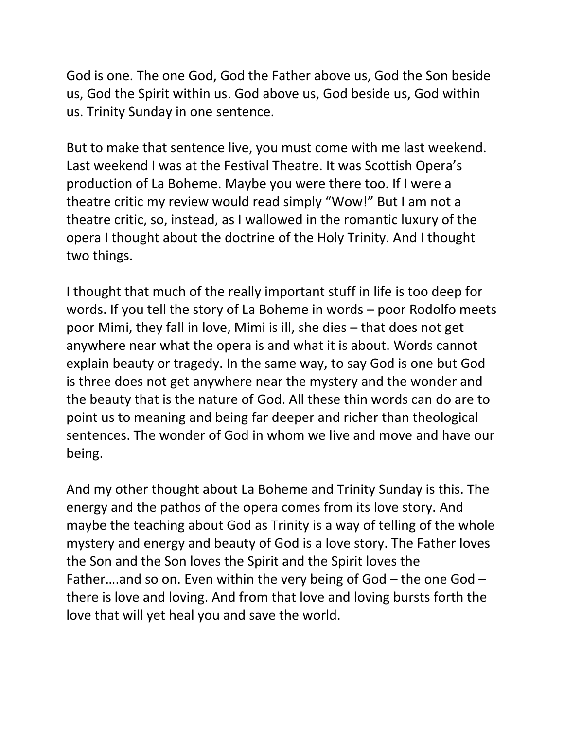God is one. The one God, God the Father above us, God the Son beside us, God the Spirit within us. God above us, God beside us, God within us. Trinity Sunday in one sentence.

But to make that sentence live, you must come with me last weekend. Last weekend I was at the Festival Theatre. It was Scottish Opera's production of La Boheme. Maybe you were there too. If I were a theatre critic my review would read simply "Wow!" But I am not a theatre critic, so, instead, as I wallowed in the romantic luxury of the opera I thought about the doctrine of the Holy Trinity. And I thought two things.

I thought that much of the really important stuff in life is too deep for words. If you tell the story of La Boheme in words – poor Rodolfo meets poor Mimi, they fall in love, Mimi is ill, she dies – that does not get anywhere near what the opera is and what it is about. Words cannot explain beauty or tragedy. In the same way, to say God is one but God is three does not get anywhere near the mystery and the wonder and the beauty that is the nature of God. All these thin words can do are to point us to meaning and being far deeper and richer than theological sentences. The wonder of God in whom we live and move and have our being.

And my other thought about La Boheme and Trinity Sunday is this. The energy and the pathos of the opera comes from its love story. And maybe the teaching about God as Trinity is a way of telling of the whole mystery and energy and beauty of God is a love story. The Father loves the Son and the Son loves the Spirit and the Spirit loves the Father….and so on. Even within the very being of God – the one God – there is love and loving. And from that love and loving bursts forth the love that will yet heal you and save the world.